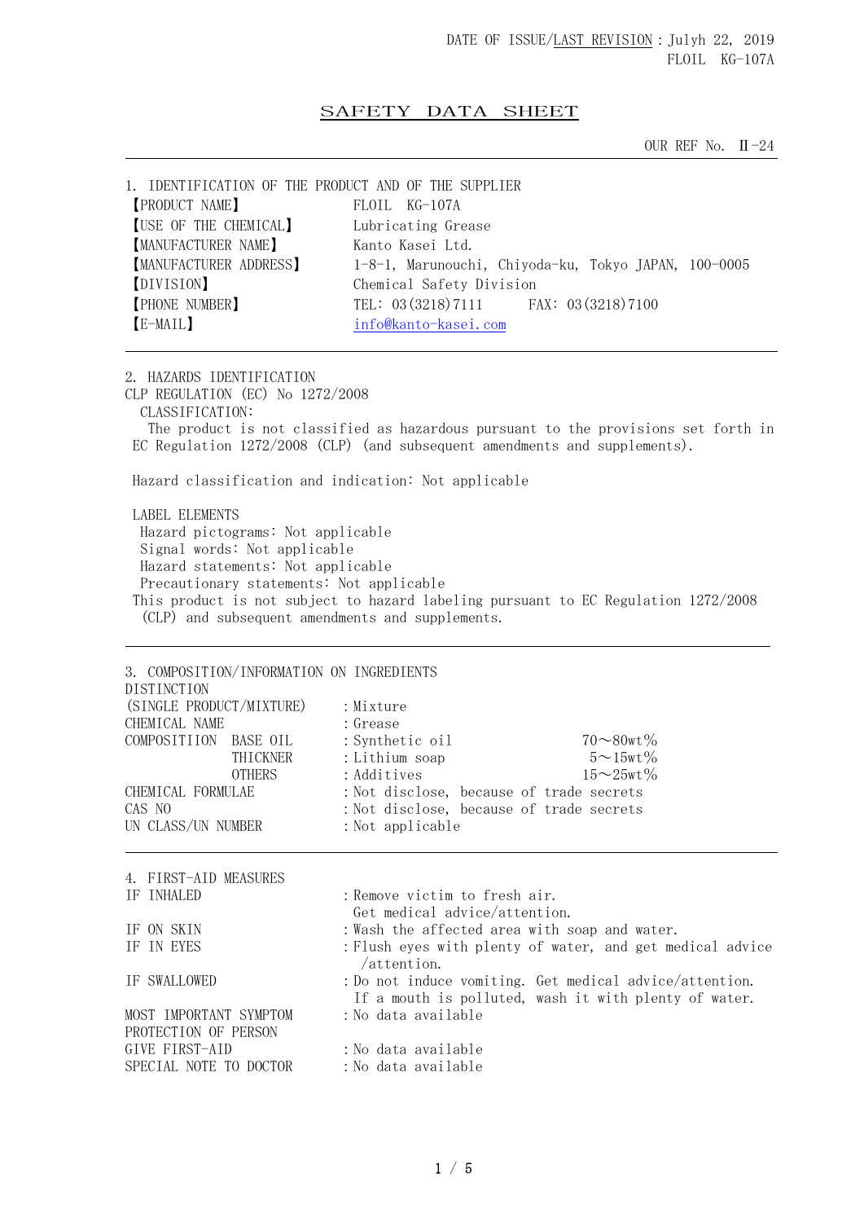DATE OF ISSUE/LAST REVISION：Julyh 22, 2019
FLOIL KG-107A

# SAFETY DATA SHEET

OUR REF No. Ⅱ-24

## 1. IDENTIFICATION OF THE PRODUCT AND OF THE SUPPLIER

| | |
|---|---|
| 【PRODUCT NAME】 | FLOIL KG-107A |
| 【USE OF THE CHEMICAL】 | Lubricating Grease |
| 【MANUFACTURER NAME】 | Kanto Kasei Ltd. |
| 【MANUFACTURER ADDRESS】 | 1-8-1, Marunouchi, Chiyoda-ku, Tokyo JAPAN, 100-0005 |
| 【DIVISION】 | Chemical Safety Division |
| 【PHONE NUMBER】 | TEL: 03(3218)7111 FAX: 03(3218)7100 |
| 【E-MAIL】 | info@kanto-kasei.com |

## 2. HAZARDS IDENTIFICATION

CLP REGULATION (EC) No 1272/2008

CLASSIFICATION:

The product is not classified as hazardous pursuant to the provisions set forth in EC Regulation 1272/2008 (CLP) (and subsequent amendments and supplements).

Hazard classification and indication: Not applicable

LABEL ELEMENTS

Hazard pictograms: Not applicable
Signal words: Not applicable
Hazard statements: Not applicable
Precautionary statements: Not applicable

This product is not subject to hazard labeling pursuant to EC Regulation 1272/2008 (CLP) and subsequent amendments and supplements.

## 3. COMPOSITION/INFORMATION ON INGREDIENTS

| | | |
|---|---|---|
| DISTINCTION (SINGLE PRODUCT/MIXTURE) | ：Mixture | |
| CHEMICAL NAME | ：Grease | |
| COMPOSITIION BASE OIL | ：Synthetic oil | 70～80wt% |
| THICKNER | ：Lithium soap | 5～15wt% |
| OTHERS | ：Additives | 15～25wt% |
| CHEMICAL FORMULAE | ：Not disclose, because of trade secrets | |
| CAS NO | ：Not disclose, because of trade secrets | |
| UN CLASS/UN NUMBER | ：Not applicable | |

## 4. FIRST-AID MEASURES

| | |
|---|---|
| IF INHALED | ：Remove victim to fresh air. Get medical advice/attention. |
| IF ON SKIN | ：Wash the affected area with soap and water. |
| IF IN EYES | ：Flush eyes with plenty of water, and get medical advice /attention. |
| IF SWALLOWED | ：Do not induce vomiting. Get medical advice/attention. If a mouth is polluted, wash it with plenty of water. |
| MOST IMPORTANT SYMPTOM | ：No data available |
| PROTECTION OF PERSON GIVE FIRST-AID | ：No data available |
| SPECIAL NOTE TO DOCTOR | ：No data available |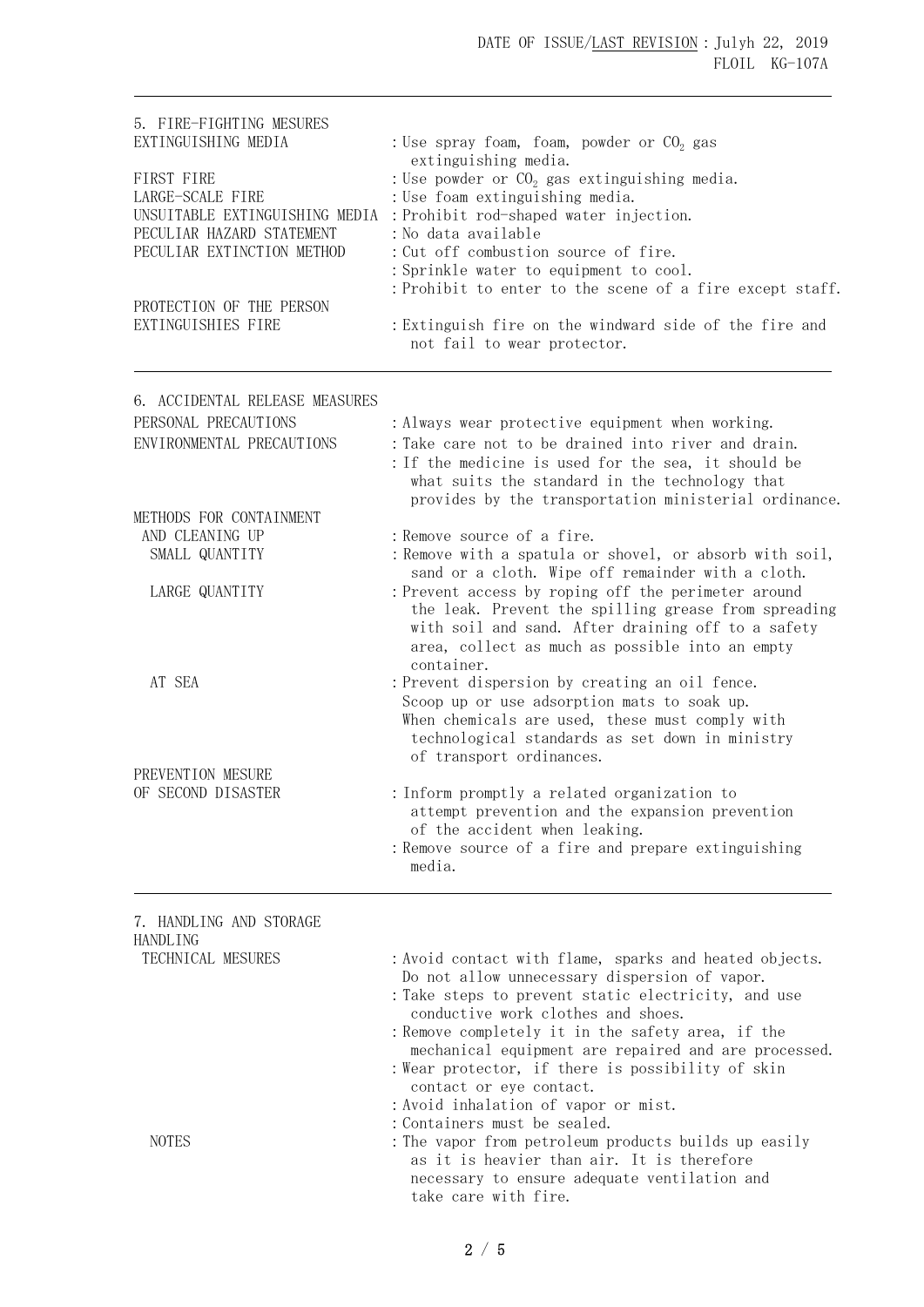## 5. FIRE-FIGHTING MESURES

| | |
|---|---|
| EXTINGUISHING MEDIA | : Use spray foam, foam, powder or $CO_2$ gas extinguishing media. |
| FIRST FIRE | : Use powder or $CO_2$ gas extinguishing media. |
| LARGE-SCALE FIRE | : Use foam extinguishing media. |
| UNSUITABLE EXTINGUISHING MEDIA | : Prohibit rod-shaped water injection. |
| PECULIAR HAZARD STATEMENT | : No data available |
| PECULIAR EXTINCTION METHOD | : Cut off combustion source of fire.<br>: Sprinkle water to equipment to cool.<br>: Prohibit to enter to the scene of a fire except staff. |
| PROTECTION OF THE PERSON EXTINGUISHIES FIRE | : Extinguish fire on the windward side of the fire and not fail to wear protector. |

## 6. ACCIDENTAL RELEASE MEASURES

| | |
|---|---|
| PERSONAL PRECAUTIONS | : Always wear protective equipment when working. |
| ENVIRONMENTAL PRECAUTIONS | : Take care not to be drained into river and drain.<br>: If the medicine is used for the sea, it should be what suits the standard in the technology that provides by the transportation ministerial ordinance. |
| METHODS FOR CONTAINMENT AND CLEANING UP | : Remove source of a fire. |
| SMALL QUANTITY | : Remove with a spatula or shovel, or absorb with soil, sand or a cloth. Wipe off remainder with a cloth. |
| LARGE QUANTITY | : Prevent access by roping off the perimeter around the leak. Prevent the spilling grease from spreading with soil and sand. After draining off to a safety area, collect as much as possible into an empty container. |
| AT SEA | : Prevent dispersion by creating an oil fence. Scoop up or use adsorption mats to soak up. When chemicals are used, these must comply with technological standards as set down in ministry of transport ordinances. |
| PREVENTION MESURE OF SECOND DISASTER | : Inform promptly a related organization to attempt prevention and the expansion prevention of the accident when leaking.<br>: Remove source of a fire and prepare extinguishing media. |

## 7. HANDLING AND STORAGE

HANDLING

| | |
|---|---|
| TECHNICAL MESURES | : Avoid contact with flame, sparks and heated objects. Do not allow unnecessary dispersion of vapor.<br>: Take steps to prevent static electricity, and use conductive work clothes and shoes.<br>: Remove completely it in the safety area, if the mechanical equipment are repaired and are processed.<br>: Wear protector, if there is possibility of skin contact or eye contact.<br>: Avoid inhalation of vapor or mist.<br>: Containers must be sealed. |
| NOTES | : The vapor from petroleum products builds up easily as it is heavier than air. It is therefore necessary to ensure adequate ventilation and take care with fire. |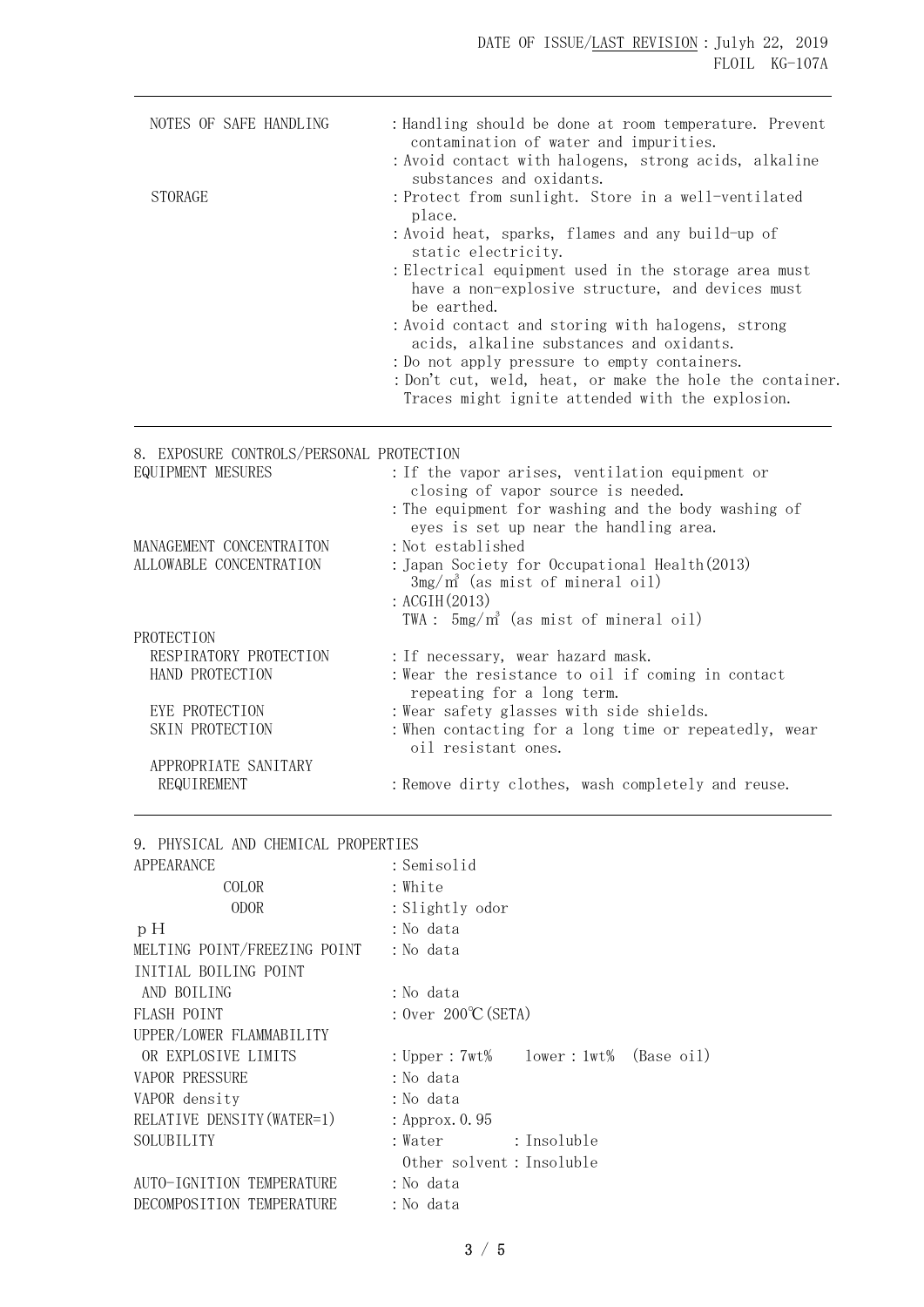| | |
|---|---|
| NOTES OF SAFE HANDLING | : Handling should be done at room temperature. Prevent contamination of water and impurities. |
| | : Avoid contact with halogens, strong acids, alkaline substances and oxidants. |
| STORAGE | : Protect from sunlight. Store in a well-ventilated place. |
| | : Avoid heat, sparks, flames and any build-up of static electricity. |
| | : Electrical equipment used in the storage area must have a non-explosive structure, and devices must be earthed. |
| | : Avoid contact and storing with halogens, strong acids, alkaline substances and oxidants. |
| | : Do not apply pressure to empty containers. |
| | : Don't cut, weld, heat, or make the hole the container. Traces might ignite attended with the explosion. |

## 8. EXPOSURE CONTROLS/PERSONAL PROTECTION

| | |
|---|---|
| EQUIPMENT MESURES | : If the vapor arises, ventilation equipment or closing of vapor source is needed. |
| | : The equipment for washing and the body washing of eyes is set up near the handling area. |
| MANAGEMENT CONCENTRAITON | : Not established |
| ALLOWABLE CONCENTRATION | : Japan Society for Occupational Health(2013) 3mg/m³ (as mist of mineral oil) |
| | : ACGIH(2013) TWA : 5mg/m³ (as mist of mineral oil) |
| PROTECTION | |
| RESPIRATORY PROTECTION | : If necessary, wear hazard mask. |
| HAND PROTECTION | : Wear the resistance to oil if coming in contact repeating for a long term. |
| EYE PROTECTION | : Wear safety glasses with side shields. |
| SKIN PROTECTION | : When contacting for a long time or repeatedly, wear oil resistant ones. |
| APPROPRIATE SANITARY REQUIREMENT | : Remove dirty clothes, wash completely and reuse. |

## 9. PHYSICAL AND CHEMICAL PROPERTIES

| | |
|---|---|
| APPEARANCE | : Semisolid |
| COLOR | : White |
| ODOR | : Slightly odor |
| pH | : No data |
| MELTING POINT/FREEZING POINT | : No data |
| INITIAL BOILING POINT AND BOILING | : No data |
| FLASH POINT | : Over 200℃(SETA) |
| UPPER/LOWER FLAMMABILITY OR EXPLOSIVE LIMITS | : Upper : 7wt%　lower : 1wt%　(Base oil) |
| VAPOR PRESSURE | : No data |
| VAPOR density | : No data |
| RELATIVE DENSITY(WATER=1) | : Approx. 0.95 |
| SOLUBILITY | : Water : Insoluble |
| | Other solvent : Insoluble |
| AUTO-IGNITION TEMPERATURE | : No data |
| DECOMPOSITION TEMPERATURE | : No data |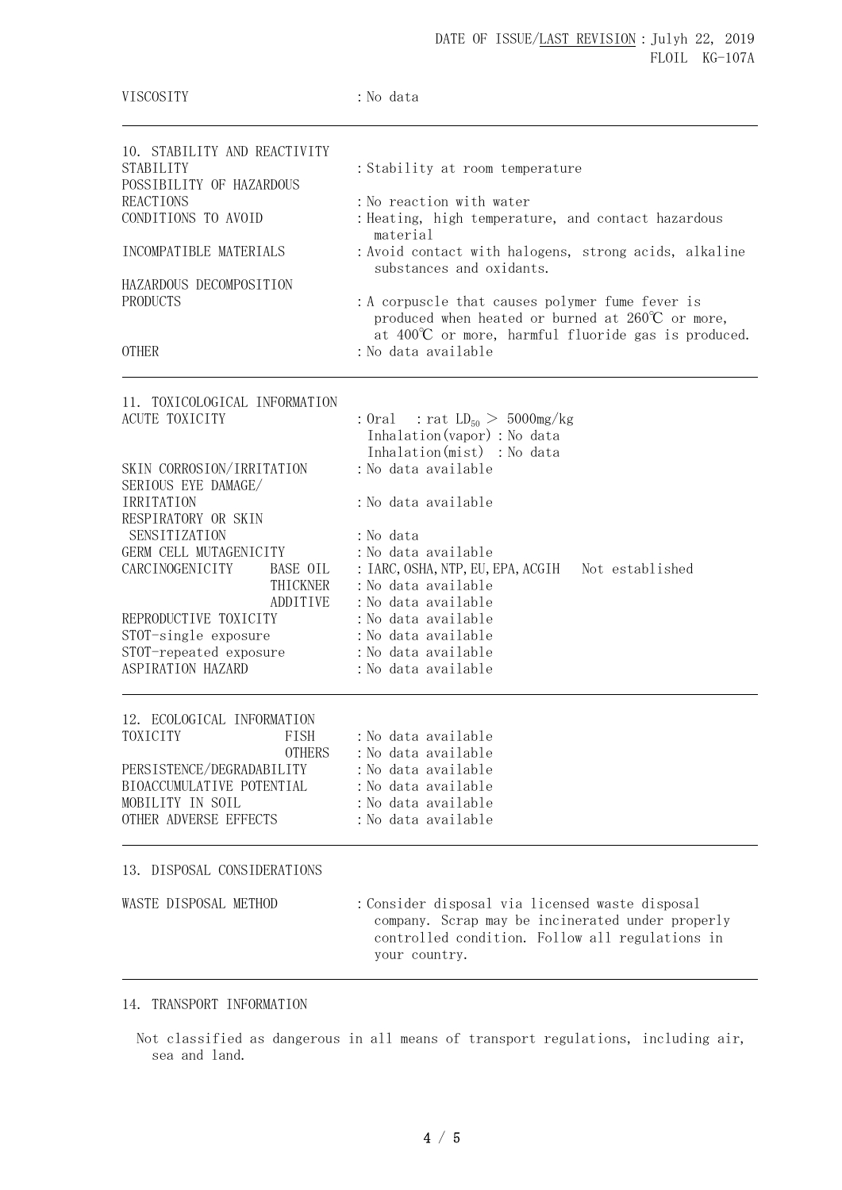| | |
|---|---|
| VISCOSITY | : No data |

## 10. STABILITY AND REACTIVITY

| | |
|---|---|
| STABILITY | : Stability at room temperature |
| POSSIBILITY OF HAZARDOUS REACTIONS | : No reaction with water |
| CONDITIONS TO AVOID | : Heating, high temperature, and contact hazardous material |
| INCOMPATIBLE MATERIALS | : Avoid contact with halogens, strong acids, alkaline substances and oxidants. |
| HAZARDOUS DECOMPOSITION PRODUCTS | : A corpuscle that causes polymer fume fever is produced when heated or burned at 260℃ or more, at 400℃ or more, harmful fluoride gas is produced. |
| OTHER | : No data available |

## 11. TOXICOLOGICAL INFORMATION

| | | |
|---|---|---|
| ACUTE TOXICITY | | : Oral : rat $LD_{50} > 5000$mg/kg<br>Inhalation(vapor) : No data<br>Inhalation(mist) : No data |
| SKIN CORROSION/IRRITATION | | : No data available |
| SERIOUS EYE DAMAGE/ IRRITATION | | : No data available |
| RESPIRATORY OR SKIN SENSITIZATION | | : No data |
| GERM CELL MUTAGENICITY | | : No data available |
| CARCINOGENICITY | BASE OIL | : IARC, OSHA, NTP, EU, EPA, ACGIH Not established |
| | THICKNER | : No data available |
| | ADDITIVE | : No data available |
| REPRODUCTIVE TOXICITY | | : No data available |
| STOT-single exposure | | : No data available |
| STOT-repeated exposure | | : No data available |
| ASPIRATION HAZARD | | : No data available |

## 12. ECOLOGICAL INFORMATION

| | | |
|---|---|---|
| TOXICITY | FISH | : No data available |
| | OTHERS | : No data available |
| PERSISTENCE/DEGRADABILITY | | : No data available |
| BIOACCUMULATIVE POTENTIAL | | : No data available |
| MOBILITY IN SOIL | | : No data available |
| OTHER ADVERSE EFFECTS | | : No data available |

## 13. DISPOSAL CONSIDERATIONS

| | |
|---|---|
| WASTE DISPOSAL METHOD | : Consider disposal via licensed waste disposal company. Scrap may be incinerated under properly controlled condition. Follow all regulations in your country. |

## 14. TRANSPORT INFORMATION

Not classified as dangerous in all means of transport regulations, including air, sea and land.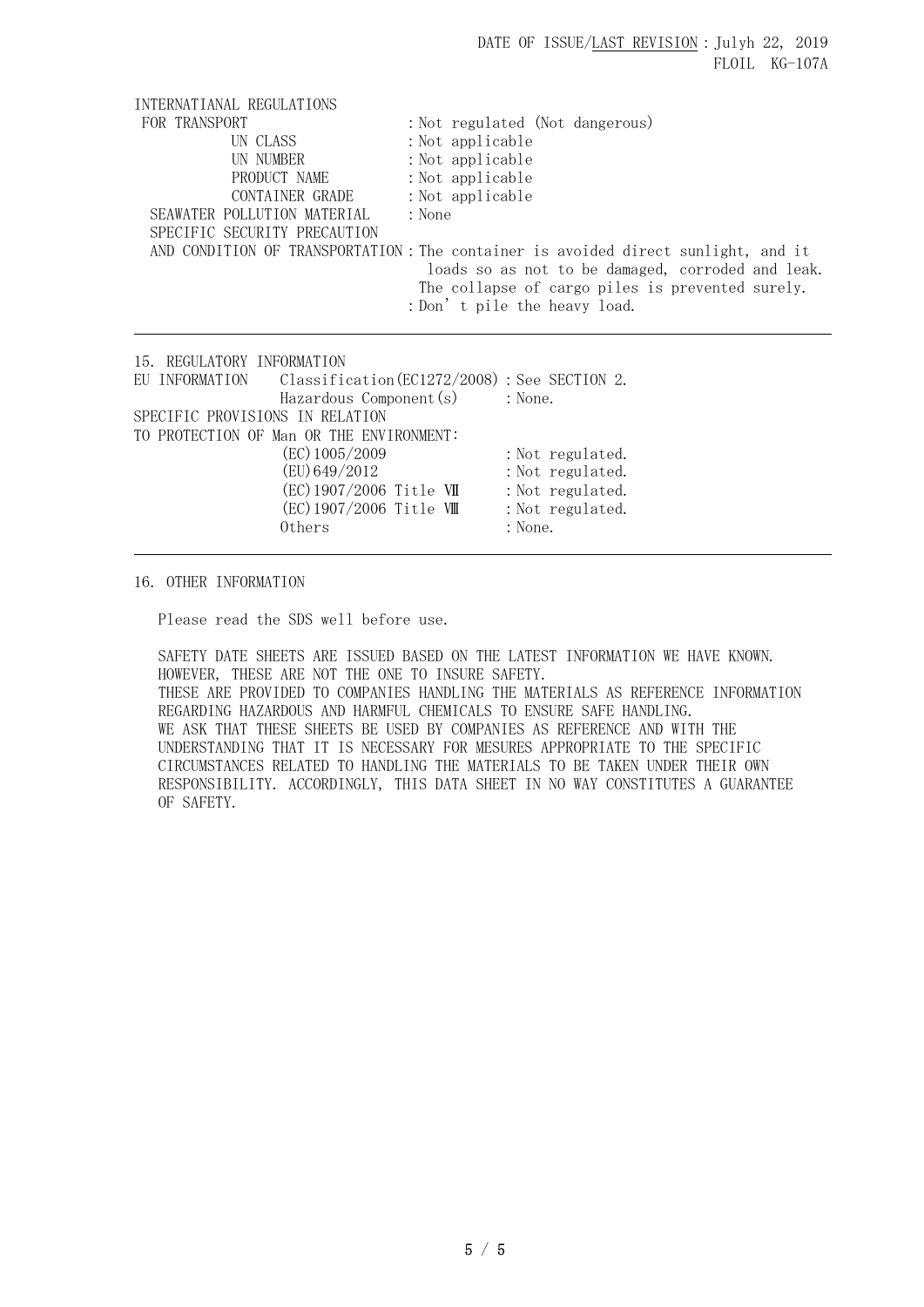INTERNATIANAL REGULATIONS

| | |
|---|---|
| FOR TRANSPORT | : Not regulated (Not dangerous) |
| UN CLASS | : Not applicable |
| UN NUMBER | : Not applicable |
| PRODUCT NAME | : Not applicable |
| CONTAINER GRADE | : Not applicable |
| SEAWATER POLLUTION MATERIAL | : None |
| SPECIFIC SECURITY PRECAUTION AND CONDITION OF TRANSPORTATION | : The container is avoided direct sunlight, and it loads so as not to be damaged, corroded and leak. The collapse of cargo piles is prevented surely. |
| | : Don' t pile the heavy load. |

## 15. REGULATORY INFORMATION

| | | |
|---|---|---|
| EU INFORMATION | Classification(EC1272/2008) | : See SECTION 2. |
| | Hazardous Component(s) | : None. |

SPECIFIC PROVISIONS IN RELATION TO PROTECTION OF Man OR THE ENVIRONMENT:

| | |
|---|---|
| (EC)1005/2009 | : Not regulated. |
| (EU)649/2012 | : Not regulated. |
| (EC)1907/2006 Title Ⅶ | : Not regulated. |
| (EC)1907/2006 Title Ⅷ | : Not regulated. |
| Others | : None. |

## 16. OTHER INFORMATION

Please read the SDS well before use.

SAFETY DATE SHEETS ARE ISSUED BASED ON THE LATEST INFORMATION WE HAVE KNOWN. HOWEVER, THESE ARE NOT THE ONE TO INSURE SAFETY.
THESE ARE PROVIDED TO COMPANIES HANDLING THE MATERIALS AS REFERENCE INFORMATION REGARDING HAZARDOUS AND HARMFUL CHEMICALS TO ENSURE SAFE HANDLING.
WE ASK THAT THESE SHEETS BE USED BY COMPANIES AS REFERENCE AND WITH THE UNDERSTANDING THAT IT IS NECESSARY FOR MESURES APPROPRIATE TO THE SPECIFIC CIRCUMSTANCES RELATED TO HANDLING THE MATERIALS TO BE TAKEN UNDER THEIR OWN RESPONSIBILITY. ACCORDINGLY, THIS DATA SHEET IN NO WAY CONSTITUTES A GUARANTEE OF SAFETY.